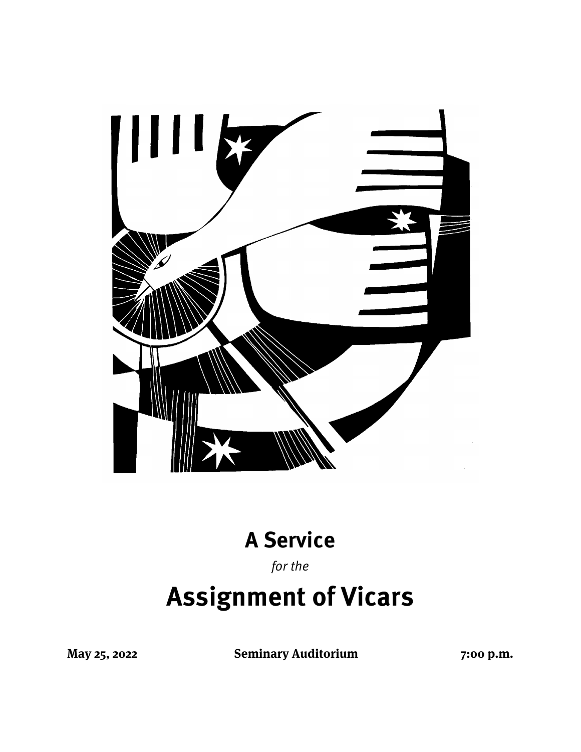# A Service

*for the*

# Assignment of Vicars

**May 25, 2022** **Seminary Auditorium** **7:00 p.m.**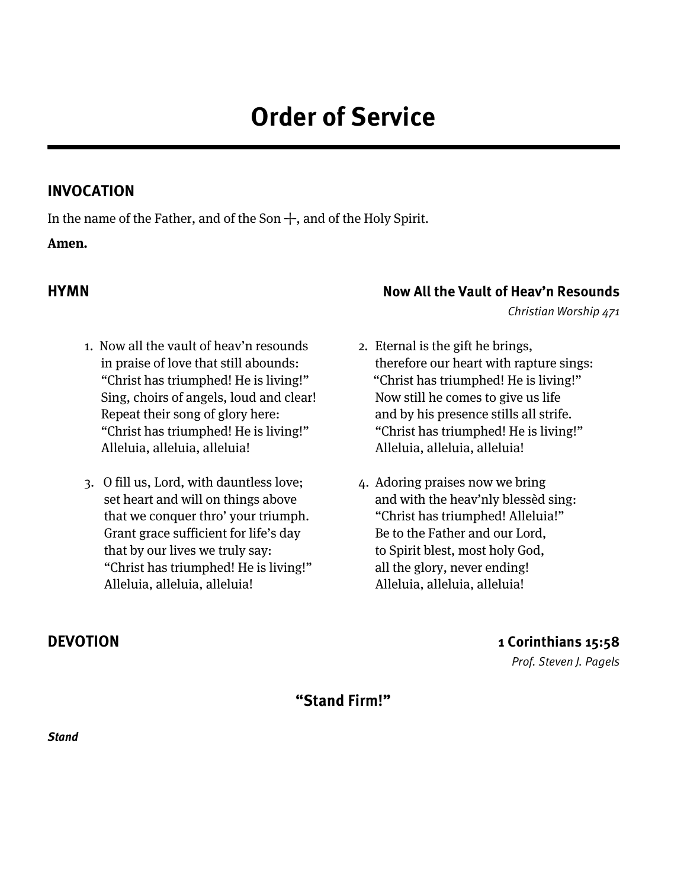# Order of Service

## INVOCATION

In the name of the Father, and of the Son ┼, and of the Holy Spirit.

**Amen.**

## HYMN

**Now All the Vault of Heav’n Resounds**

*Christian Worship 471*

1. Now all the vault of heav’n resounds
   in praise of love that still abounds:
   “Christ has triumphed! He is living!”
   Sing, choirs of angels, loud and clear!
   Repeat their song of glory here:
   “Christ has triumphed! He is living!”
   Alleluia, alleluia, alleluia!

2. Eternal is the gift he brings,
   therefore our heart with rapture sings:
   “Christ has triumphed! He is living!”
   Now still he comes to give us life
   and by his presence stills all strife.
   “Christ has triumphed! He is living!”
   Alleluia, alleluia, alleluia!

3. O fill us, Lord, with dauntless love;
   set heart and will on things above
   that we conquer thro’ your triumph.
   Grant grace sufficient for life’s day
   that by our lives we truly say:
   “Christ has triumphed! He is living!”
   Alleluia, alleluia, alleluia!

4. Adoring praises now we bring
   and with the heav’nly blessèd sing:
   “Christ has triumphed! Alleluia!”
   Be to the Father and our Lord,
   to Spirit blest, most holy God,
   all the glory, never ending!
   Alleluia, alleluia, alleluia!

## DEVOTION

**1 Corinthians 15:58**

*Prof. Steven J. Pagels*

**“Stand Firm!”**

***Stand***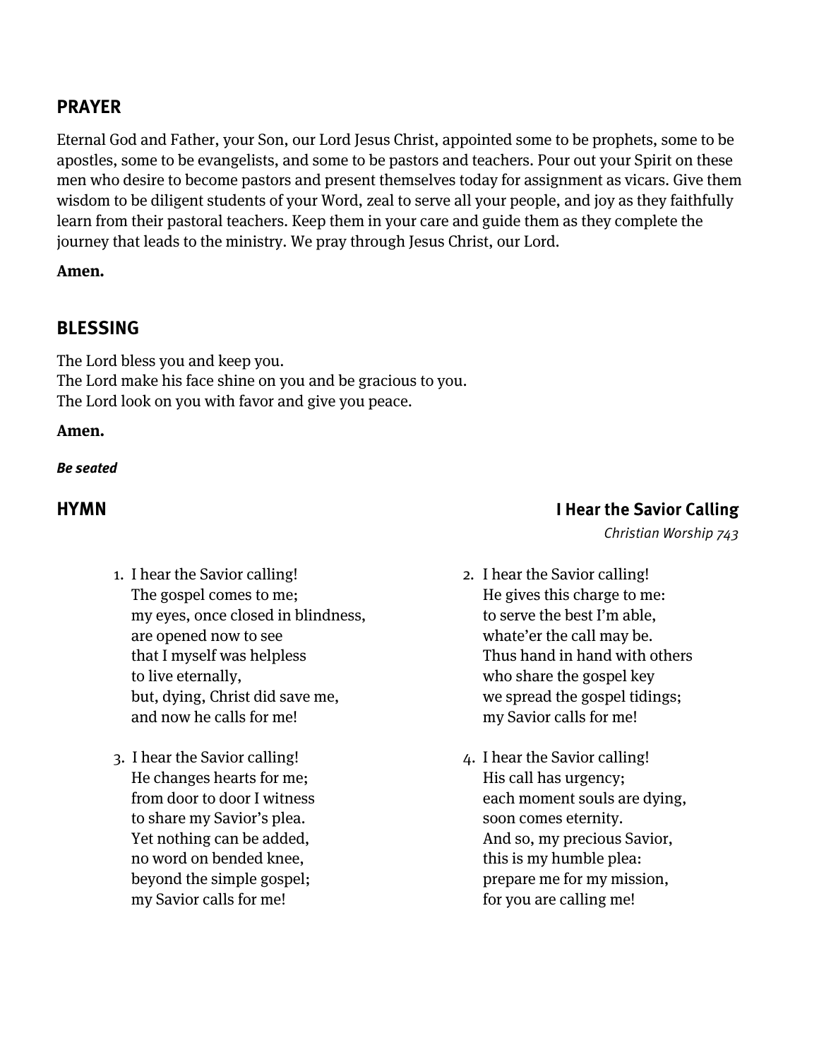## PRAYER

Eternal God and Father, your Son, our Lord Jesus Christ, appointed some to be prophets, some to be apostles, some to be evangelists, and some to be pastors and teachers. Pour out your Spirit on these men who desire to become pastors and present themselves today for assignment as vicars. Give them wisdom to be diligent students of your Word, zeal to serve all your people, and joy as they faithfully learn from their pastoral teachers. Keep them in your care and guide them as they complete the journey that leads to the ministry. We pray through Jesus Christ, our Lord.

**Amen.**

## BLESSING

The Lord bless you and keep you.
The Lord make his face shine on you and be gracious to you.
The Lord look on you with favor and give you peace.

**Amen.**

***Be seated***

## HYMN — I Hear the Savior Calling

*Christian Worship 743*

1. I hear the Savior calling!
   The gospel comes to me;
   my eyes, once closed in blindness,
   are opened now to see
   that I myself was helpless
   to live eternally,
   but, dying, Christ did save me,
   and now he calls for me!

2. I hear the Savior calling!
   He gives this charge to me:
   to serve the best I'm able,
   whate'er the call may be.
   Thus hand in hand with others
   who share the gospel key
   we spread the gospel tidings;
   my Savior calls for me!

3. I hear the Savior calling!
   He changes hearts for me;
   from door to door I witness
   to share my Savior's plea.
   Yet nothing can be added,
   no word on bended knee,
   beyond the simple gospel;
   my Savior calls for me!

4. I hear the Savior calling!
   His call has urgency;
   each moment souls are dying,
   soon comes eternity.
   And so, my precious Savior,
   this is my humble plea:
   prepare me for my mission,
   for you are calling me!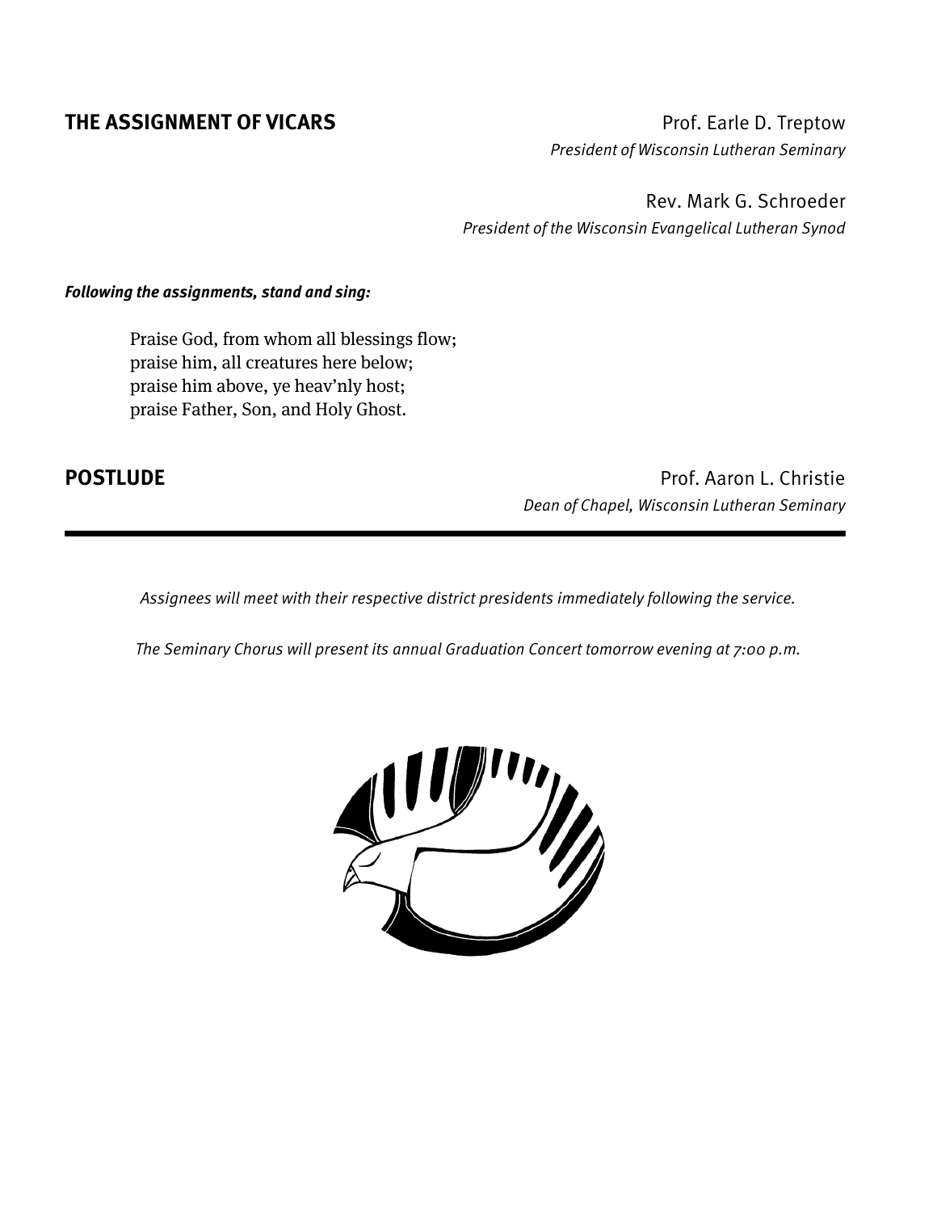**THE ASSIGNMENT OF VICARS**

Prof. Earle D. Treptow
*President of Wisconsin Lutheran Seminary*

Rev. Mark G. Schroeder
*President of the Wisconsin Evangelical Lutheran Synod*

***Following the assignments, stand and sing:***

Praise God, from whom all blessings flow;
praise him, all creatures here below;
praise him above, ye heav'nly host;
praise Father, Son, and Holy Ghost.

**POSTLUDE**

Prof. Aaron L. Christie
*Dean of Chapel, Wisconsin Lutheran Seminary*

---

*Assignees will meet with their respective district presidents immediately following the service.*

*The Seminary Chorus will present its annual Graduation Concert tomorrow evening at 7:00 p.m.*